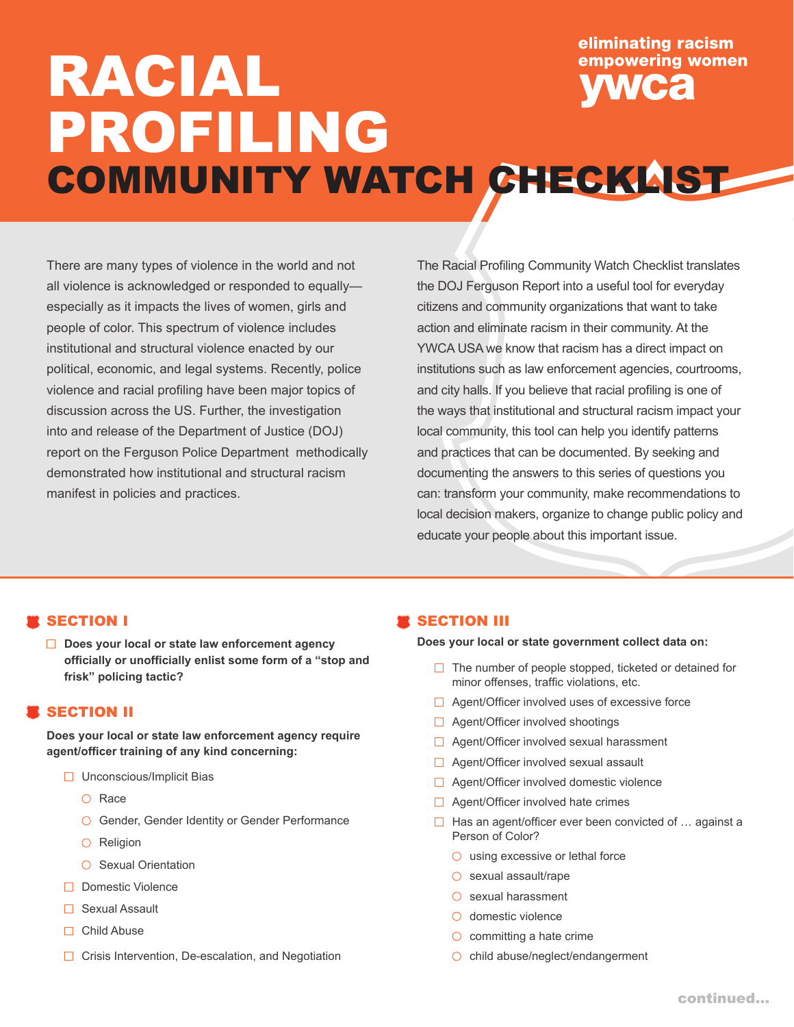eliminating racism
empowering women
ywca

# RACIAL PROFILING

## COMMUNITY WATCH CHECKLIST

There are many types of violence in the world and not all violence is acknowledged or responded to equally—especially as it impacts the lives of women, girls and people of color. This spectrum of violence includes institutional and structural violence enacted by our political, economic, and legal systems. Recently, police violence and racial profiling have been major topics of discussion across the US. Further, the investigation into and release of the Department of Justice (DOJ) report on the Ferguson Police Department methodically demonstrated how institutional and structural racism manifest in policies and practices.

The Racial Profiling Community Watch Checklist translates the DOJ Ferguson Report into a useful tool for everyday citizens and community organizations that want to take action and eliminate racism in their community. At the YWCA USA we know that racism has a direct impact on institutions such as law enforcement agencies, courtrooms, and city halls. If you believe that racial profiling is one of the ways that institutional and structural racism impact your local community, this tool can help you identify patterns and practices that can be documented. By seeking and documenting the answers to this series of questions you can: transform your community, make recommendations to local decision makers, organize to change public policy and educate your people about this important issue.

### SECTION I

- ☐ **Does your local or state law enforcement agency officially or unofficially enlist some form of a "stop and frisk" policing tactic?**

### SECTION II

**Does your local or state law enforcement agency require agent/officer training of any kind concerning:**

- ☐ Unconscious/Implicit Bias
  - ○ Race
  - ○ Gender, Gender Identity or Gender Performance
  - ○ Religion
  - ○ Sexual Orientation
- ☐ Domestic Violence
- ☐ Sexual Assault
- ☐ Child Abuse
- ☐ Crisis Intervention, De-escalation, and Negotiation

### SECTION III

**Does your local or state government collect data on:**

- ☐ The number of people stopped, ticketed or detained for minor offenses, traffic violations, etc.
- ☐ Agent/Officer involved uses of excessive force
- ☐ Agent/Officer involved shootings
- ☐ Agent/Officer involved sexual harassment
- ☐ Agent/Officer involved sexual assault
- ☐ Agent/Officer involved domestic violence
- ☐ Agent/Officer involved hate crimes
- ☐ Has an agent/officer ever been convicted of … against a Person of Color?
  - ○ using excessive or lethal force
  - ○ sexual assault/rape
  - ○ sexual harassment
  - ○ domestic violence
  - ○ committing a hate crime
  - ○ child abuse/neglect/endangerment

continued...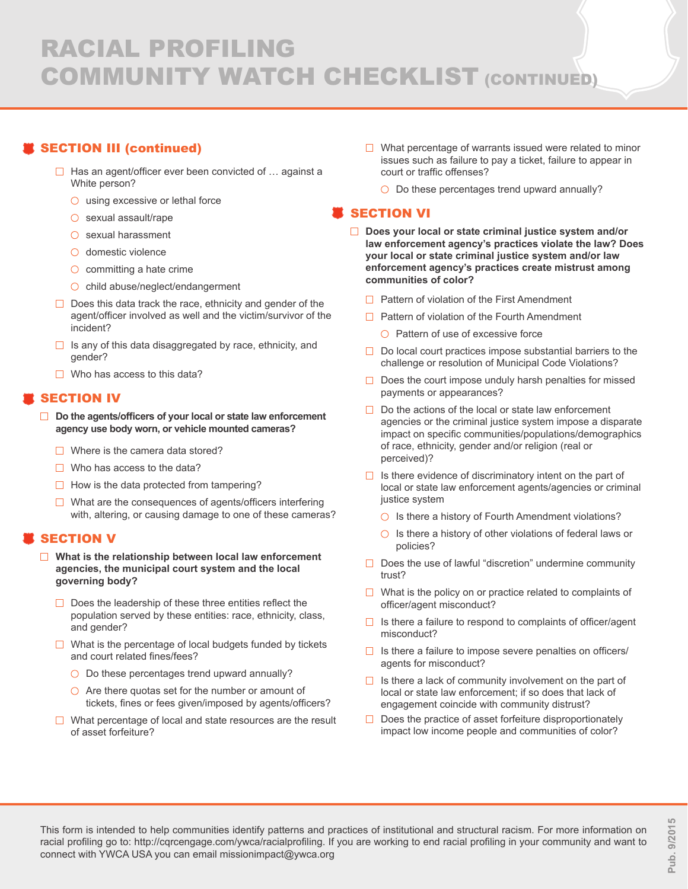# RACIAL PROFILING COMMUNITY WATCH CHECKLIST (CONTINUED)

## SECTION III (continued)

- ☐ Has an agent/officer ever been convicted of … against a White person?
  - ○ using excessive or lethal force
  - ○ sexual assault/rape
  - ○ sexual harassment
  - ○ domestic violence
  - ○ committing a hate crime
  - ○ child abuse/neglect/endangerment
- ☐ Does this data track the race, ethnicity and gender of the agent/officer involved as well and the victim/survivor of the incident?
- ☐ Is any of this data disaggregated by race, ethnicity, and gender?
- ☐ Who has access to this data?

## SECTION IV

- ☐ **Do the agents/officers of your local or state law enforcement agency use body worn, or vehicle mounted cameras?**
  - ☐ Where is the camera data stored?
  - ☐ Who has access to the data?
  - ☐ How is the data protected from tampering?
  - ☐ What are the consequences of agents/officers interfering with, altering, or causing damage to one of these cameras?

## SECTION V

- ☐ **What is the relationship between local law enforcement agencies, the municipal court system and the local governing body?**
  - ☐ Does the leadership of these three entities reflect the population served by these entities: race, ethnicity, class, and gender?
  - ☐ What is the percentage of local budgets funded by tickets and court related fines/fees?
    - ○ Do these percentages trend upward annually?
    - ○ Are there quotas set for the number or amount of tickets, fines or fees given/imposed by agents/officers?
  - ☐ What percentage of local and state resources are the result of asset forfeiture?
  - ☐ What percentage of warrants issued were related to minor issues such as failure to pay a ticket, failure to appear in court or traffic offenses?
    - ○ Do these percentages trend upward annually?

## SECTION VI

- ☐ **Does your local or state criminal justice system and/or law enforcement agency's practices violate the law? Does your local or state criminal justice system and/or law enforcement agency's practices create mistrust among communities of color?**
  - ☐ Pattern of violation of the First Amendment
  - ☐ Pattern of violation of the Fourth Amendment
    - ○ Pattern of use of excessive force
  - ☐ Do local court practices impose substantial barriers to the challenge or resolution of Municipal Code Violations?
  - ☐ Does the court impose unduly harsh penalties for missed payments or appearances?
  - ☐ Do the actions of the local or state law enforcement agencies or the criminal justice system impose a disparate impact on specific communities/populations/demographics of race, ethnicity, gender and/or religion (real or perceived)?
  - ☐ Is there evidence of discriminatory intent on the part of local or state law enforcement agents/agencies or criminal justice system
    - ○ Is there a history of Fourth Amendment violations?
    - ○ Is there a history of other violations of federal laws or policies?
  - ☐ Does the use of lawful "discretion" undermine community trust?
  - ☐ What is the policy on or practice related to complaints of officer/agent misconduct?
  - ☐ Is there a failure to respond to complaints of officer/agent misconduct?
  - ☐ Is there a failure to impose severe penalties on officers/agents for misconduct?
  - ☐ Is there a lack of community involvement on the part of local or state law enforcement; if so does that lack of engagement coincide with community distrust?
  - ☐ Does the practice of asset forfeiture disproportionately impact low income people and communities of color?

This form is intended to help communities identify patterns and practices of institutional and structural racism. For more information on racial profiling go to: http://cqrcengage.com/ywca/racialprofiling. If you are working to end racial profiling in your community and want to connect with YWCA USA you can email missionimpact@ywca.org

Pub. 9/2015